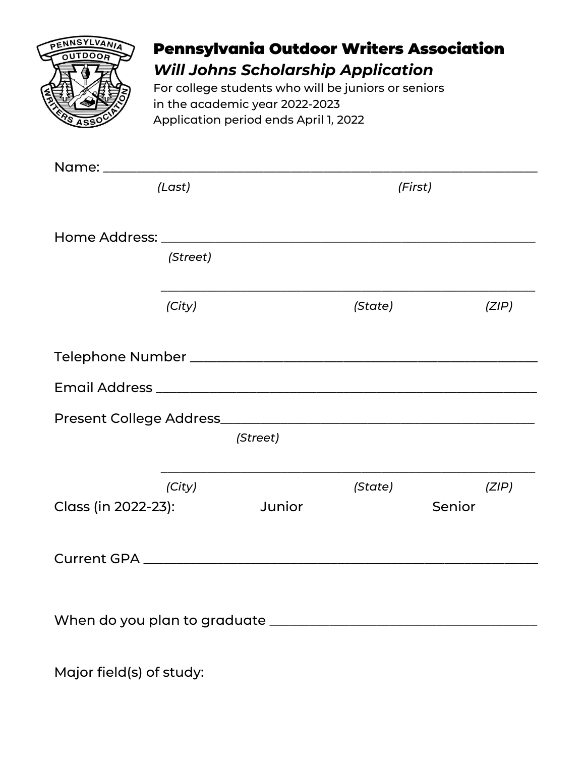# Pennsylvania Outdoor Writers Association

## *Will Johns Scholarship Application*

For college students who will be juniors or seniors in the academic year 2022-2023

Application period ends April 1, 2022

Name: ____________________________________________________________

*(Last)* *(First)*

Home Address: ______________________________________________________

*(Street)*

______________________________________________________

*(City)* *(State)* *(ZIP)*

Telephone Number ____________________________________________________

Email Address ______________________________________________________

Present College Address_______________________________________________

*(Street)*

______________________________________________________

*(City)* *(State)* *(ZIP)*

Class (in 2022-23): Junior Senior

Current GPA ________________________________________________________

When do you plan to graduate __________________________________________

Major field(s) of study: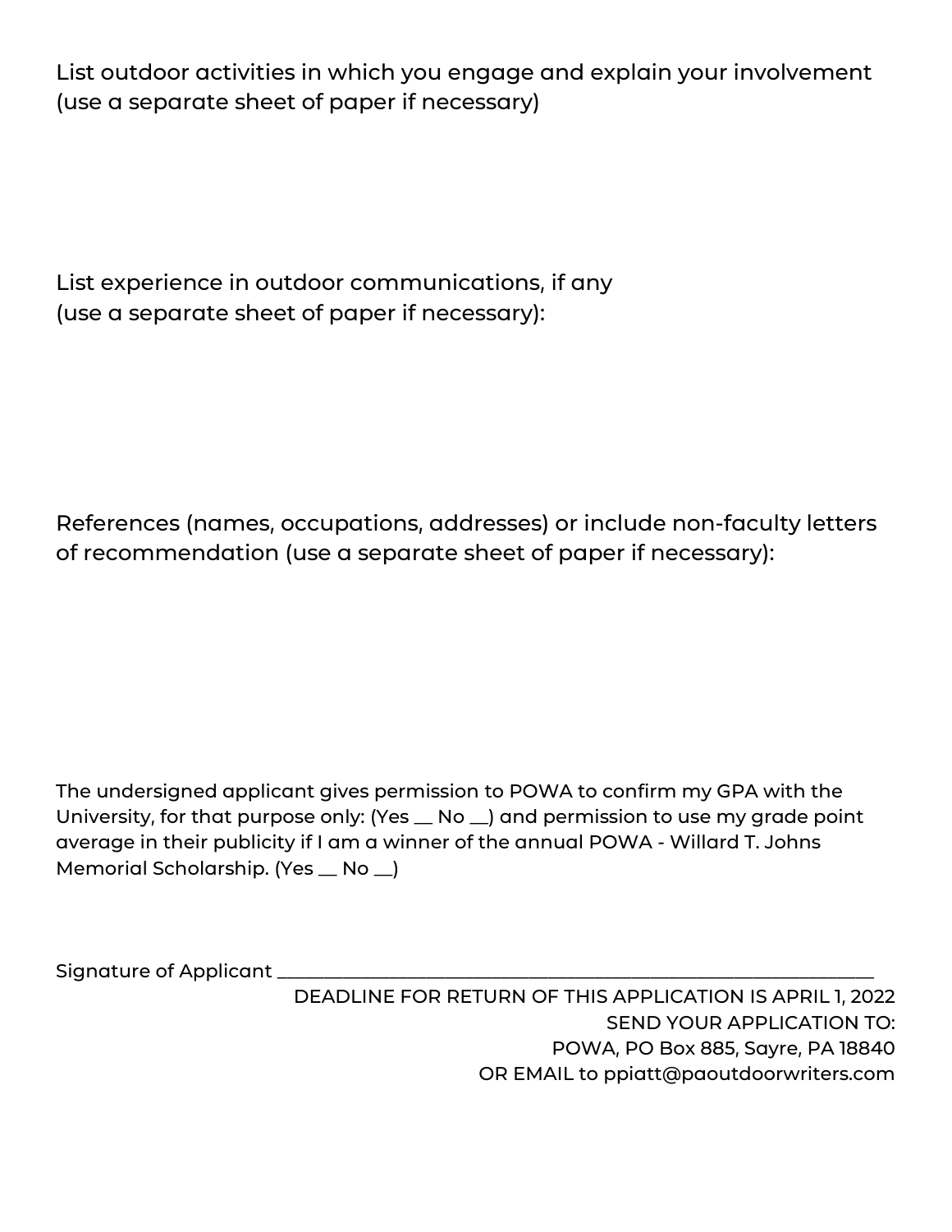List outdoor activities in which you engage and explain your involvement (use a separate sheet of paper if necessary)

List experience in outdoor communications, if any (use a separate sheet of paper if necessary):

References (names, occupations, addresses) or include non-faculty letters of recommendation (use a separate sheet of paper if necessary):

The undersigned applicant gives permission to POWA to confirm my GPA with the University, for that purpose only: (Yes __ No __) and permission to use my grade point average in their publicity if I am a winner of the annual POWA - Willard T. Johns Memorial Scholarship. (Yes __ No __)

Signature of Applicant ____________________________________________

DEADLINE FOR RETURN OF THIS APPLICATION IS APRIL 1, 2022
SEND YOUR APPLICATION TO:
POWA, PO Box 885, Sayre, PA 18840
OR EMAIL to ppiatt@paoutdoorwriters.com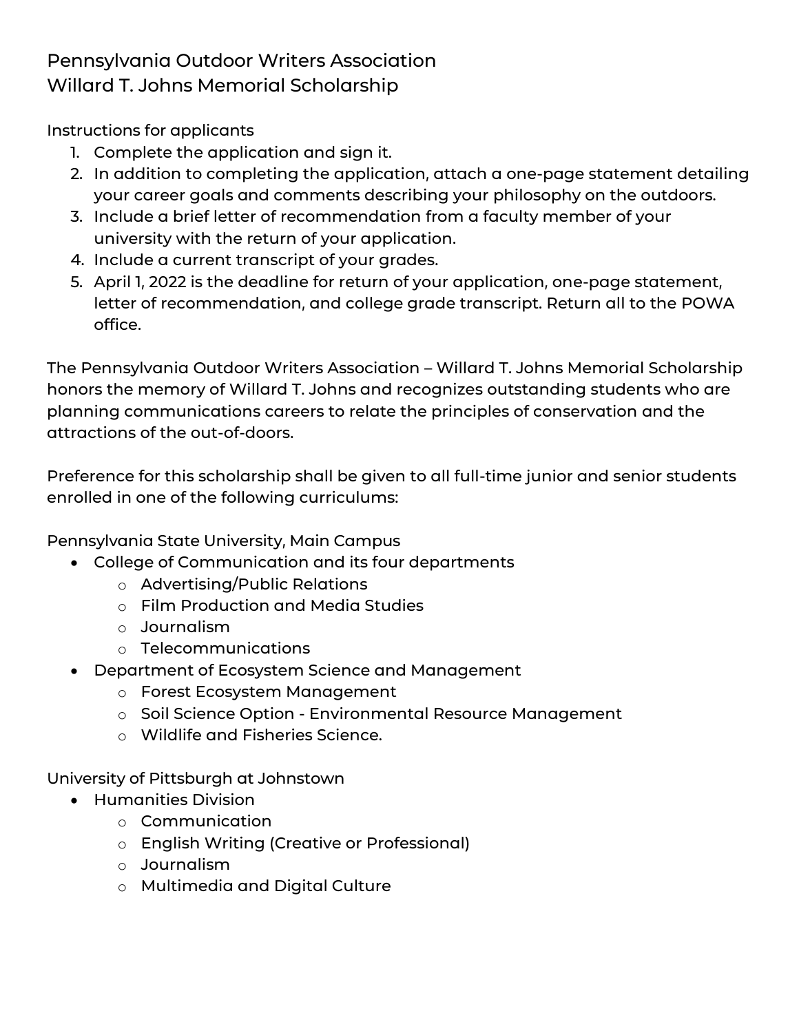# Pennsylvania Outdoor Writers Association
## Willard T. Johns Memorial Scholarship

Instructions for applicants

1. Complete the application and sign it.
2. In addition to completing the application, attach a one-page statement detailing your career goals and comments describing your philosophy on the outdoors.
3. Include a brief letter of recommendation from a faculty member of your university with the return of your application.
4. Include a current transcript of your grades.
5. April 1, 2022 is the deadline for return of your application, one-page statement, letter of recommendation, and college grade transcript. Return all to the POWA office.

The Pennsylvania Outdoor Writers Association – Willard T. Johns Memorial Scholarship honors the memory of Willard T. Johns and recognizes outstanding students who are planning communications careers to relate the principles of conservation and the attractions of the out-of-doors.

Preference for this scholarship shall be given to all full-time junior and senior students enrolled in one of the following curriculums:

Pennsylvania State University, Main Campus

- College of Communication and its four departments
  - Advertising/Public Relations
  - Film Production and Media Studies
  - Journalism
  - Telecommunications
- Department of Ecosystem Science and Management
  - Forest Ecosystem Management
  - Soil Science Option - Environmental Resource Management
  - Wildlife and Fisheries Science.

University of Pittsburgh at Johnstown

- Humanities Division
  - Communication
  - English Writing (Creative or Professional)
  - Journalism
  - Multimedia and Digital Culture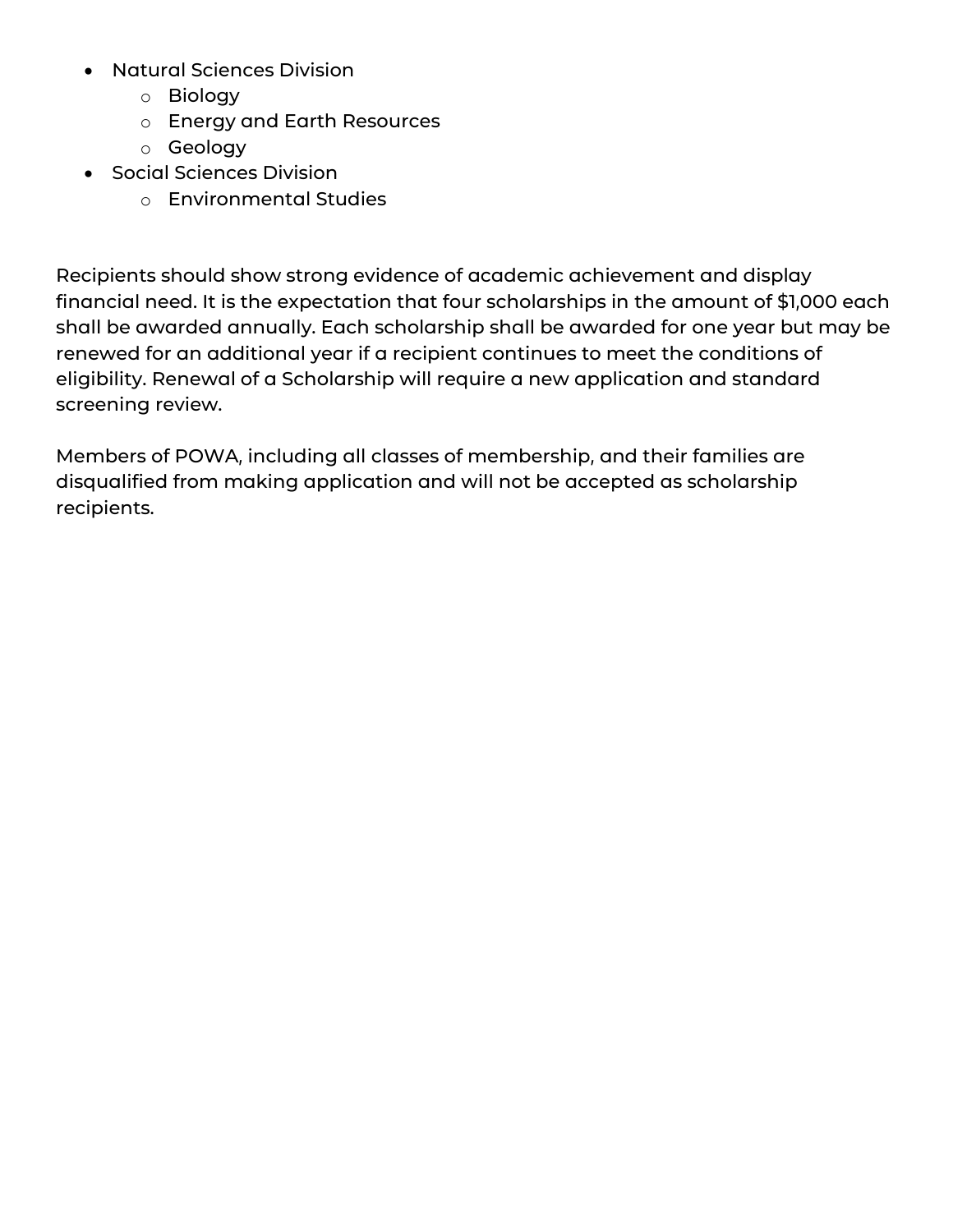- Natural Sciences Division
  - Biology
  - Energy and Earth Resources
  - Geology
- Social Sciences Division
  - Environmental Studies

Recipients should show strong evidence of academic achievement and display financial need. It is the expectation that four scholarships in the amount of $1,000 each shall be awarded annually. Each scholarship shall be awarded for one year but may be renewed for an additional year if a recipient continues to meet the conditions of eligibility. Renewal of a Scholarship will require a new application and standard screening review.

Members of POWA, including all classes of membership, and their families are disqualified from making application and will not be accepted as scholarship recipients.